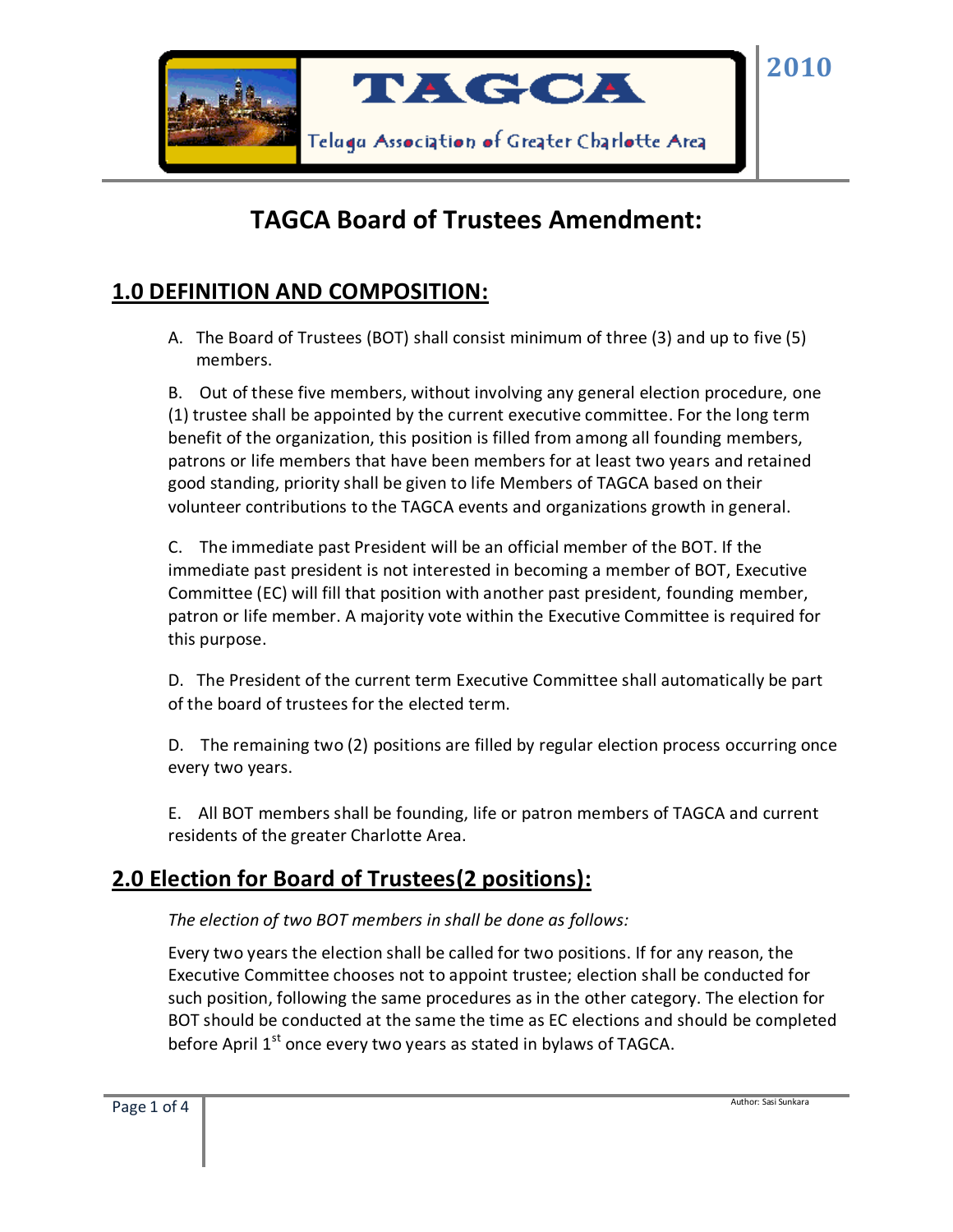# TAGCA

Telugu Association of Greater Charlotte Area

2010

# TAGCA Board of Trustees Amendment:

## 1.0 DEFINITION AND COMPOSITION:

A. The Board of Trustees (BOT) shall consist minimum of three (3) and up to five (5) members.

B. Out of these five members, without involving any general election procedure, one (1) trustee shall be appointed by the current executive committee. For the long term benefit of the organization, this position is filled from among all founding members, patrons or life members that have been members for at least two years and retained good standing, priority shall be given to life Members of TAGCA based on their volunteer contributions to the TAGCA events and organizations growth in general.

C. The immediate past President will be an official member of the BOT. If the immediate past president is not interested in becoming a member of BOT, Executive Committee (EC) will fill that position with another past president, founding member, patron or life member. A majority vote within the Executive Committee is required for this purpose.

D. The President of the current term Executive Committee shall automatically be part of the board of trustees for the elected term.

D. The remaining two (2) positions are filled by regular election process occurring once every two years.

E. All BOT members shall be founding, life or patron members of TAGCA and current residents of the greater Charlotte Area.

## 2.0 Election for Board of Trustees(2 positions):

*The election of two BOT members in shall be done as follows:*

Every two years the election shall be called for two positions. If for any reason, the Executive Committee chooses not to appoint trustee; election shall be conducted for such position, following the same procedures as in the other category. The election for BOT should be conducted at the same the time as EC elections and should be completed before April 1st once every two years as stated in bylaws of TAGCA.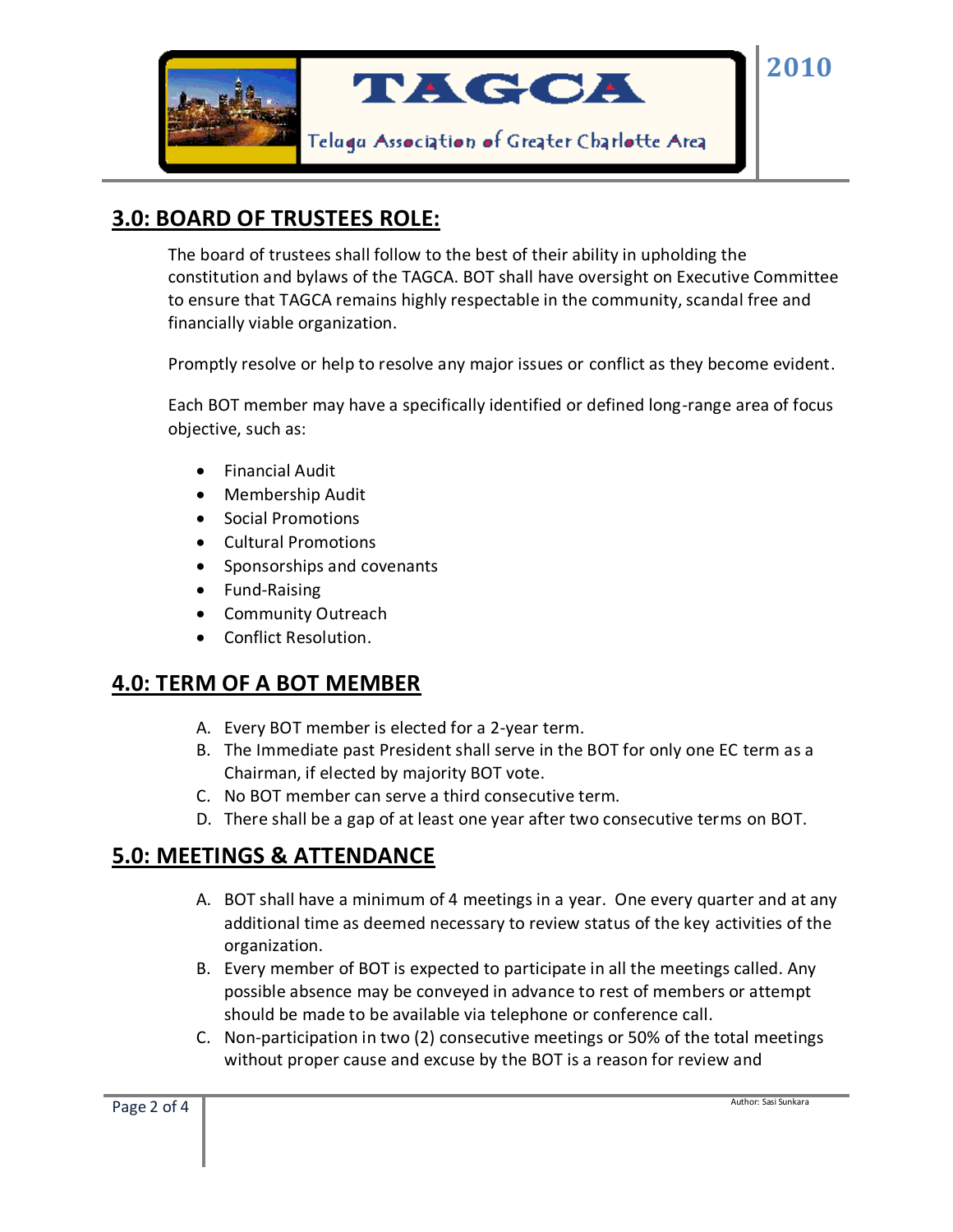## 3.0: BOARD OF TRUSTEES ROLE:

The board of trustees shall follow to the best of their ability in upholding the constitution and bylaws of the TAGCA. BOT shall have oversight on Executive Committee to ensure that TAGCA remains highly respectable in the community, scandal free and financially viable organization.

Promptly resolve or help to resolve any major issues or conflict as they become evident.

Each BOT member may have a specifically identified or defined long-range area of focus objective, such as:

- Financial Audit
- Membership Audit
- Social Promotions
- Cultural Promotions
- Sponsorships and covenants
- Fund-Raising
- Community Outreach
- Conflict Resolution.

## 4.0: TERM OF A BOT MEMBER

A. Every BOT member is elected for a 2-year term.
B. The Immediate past President shall serve in the BOT for only one EC term as a Chairman, if elected by majority BOT vote.
C. No BOT member can serve a third consecutive term.
D. There shall be a gap of at least one year after two consecutive terms on BOT.

## 5.0: MEETINGS & ATTENDANCE

A. BOT shall have a minimum of 4 meetings in a year. One every quarter and at any additional time as deemed necessary to review status of the key activities of the organization.
B. Every member of BOT is expected to participate in all the meetings called. Any possible absence may be conveyed in advance to rest of members or attempt should be made to be available via telephone or conference call.
C. Non-participation in two (2) consecutive meetings or 50% of the total meetings without proper cause and excuse by the BOT is a reason for review and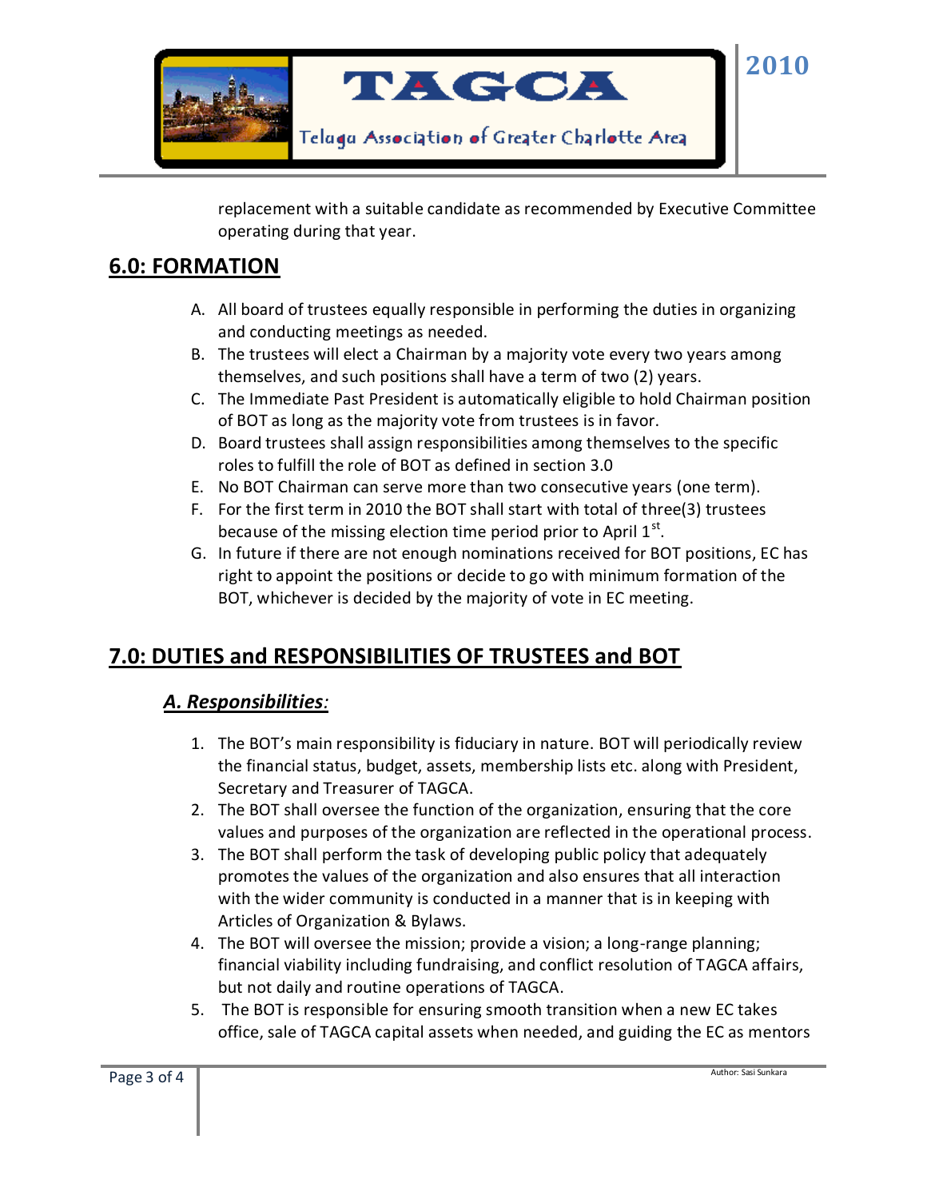replacement with a suitable candidate as recommended by Executive Committee operating during that year.

## 6.0: FORMATION

A. All board of trustees equally responsible in performing the duties in organizing and conducting meetings as needed.
B. The trustees will elect a Chairman by a majority vote every two years among themselves, and such positions shall have a term of two (2) years.
C. The Immediate Past President is automatically eligible to hold Chairman position of BOT as long as the majority vote from trustees is in favor.
D. Board trustees shall assign responsibilities among themselves to the specific roles to fulfill the role of BOT as defined in section 3.0
E. No BOT Chairman can serve more than two consecutive years (one term).
F. For the first term in 2010 the BOT shall start with total of three(3) trustees because of the missing election time period prior to April 1st.
G. In future if there are not enough nominations received for BOT positions, EC has right to appoint the positions or decide to go with minimum formation of the BOT, whichever is decided by the majority of vote in EC meeting.

## 7.0: DUTIES and RESPONSIBILITIES OF TRUSTEES and BOT

### *A. Responsibilities:*

1. The BOT's main responsibility is fiduciary in nature. BOT will periodically review the financial status, budget, assets, membership lists etc. along with President, Secretary and Treasurer of TAGCA.
2. The BOT shall oversee the function of the organization, ensuring that the core values and purposes of the organization are reflected in the operational process.
3. The BOT shall perform the task of developing public policy that adequately promotes the values of the organization and also ensures that all interaction with the wider community is conducted in a manner that is in keeping with Articles of Organization & Bylaws.
4. The BOT will oversee the mission; provide a vision; a long-range planning; financial viability including fundraising, and conflict resolution of TAGCA affairs, but not daily and routine operations of TAGCA.
5. The BOT is responsible for ensuring smooth transition when a new EC takes office, sale of TAGCA capital assets when needed, and guiding the EC as mentors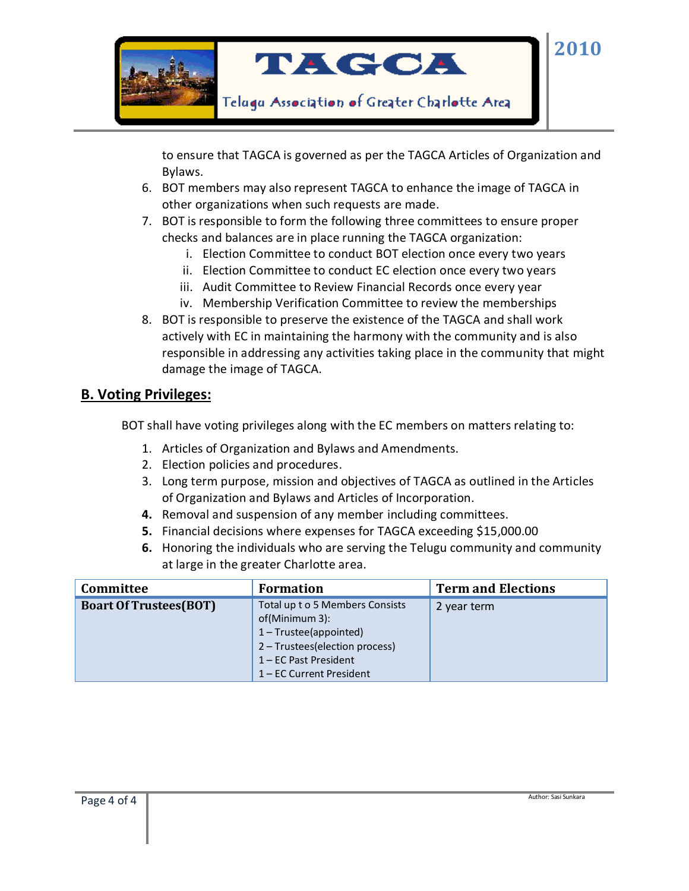to ensure that TAGCA is governed as per the TAGCA Articles of Organization and Bylaws.

6. BOT members may also represent TAGCA to enhance the image of TAGCA in other organizations when such requests are made.
7. BOT is responsible to form the following three committees to ensure proper checks and balances are in place running the TAGCA organization:
   i. Election Committee to conduct BOT election once every two years
   ii. Election Committee to conduct EC election once every two years
   iii. Audit Committee to Review Financial Records once every year
   iv. Membership Verification Committee to review the memberships
8. BOT is responsible to preserve the existence of the TAGCA and shall work actively with EC in maintaining the harmony with the community and is also responsible in addressing any activities taking place in the community that might damage the image of TAGCA.

## B. Voting Privileges:

BOT shall have voting privileges along with the EC members on matters relating to:

1. Articles of Organization and Bylaws and Amendments.
2. Election policies and procedures.
3. Long term purpose, mission and objectives of TAGCA as outlined in the Articles of Organization and Bylaws and Articles of Incorporation.
4. Removal and suspension of any member including committees.
5. Financial decisions where expenses for TAGCA exceeding $15,000.00
6. Honoring the individuals who are serving the Telugu community and community at large in the greater Charlotte area.

| Committee | Formation | Term and Elections |
|---|---|---|
| **Boart Of Trustees(BOT)** | Total up t o 5 Members Consists of(Minimum 3):<br>1 – Trustee(appointed)<br>2 – Trustees(election process)<br>1 – EC Past President<br>1 – EC Current President | 2 year term |